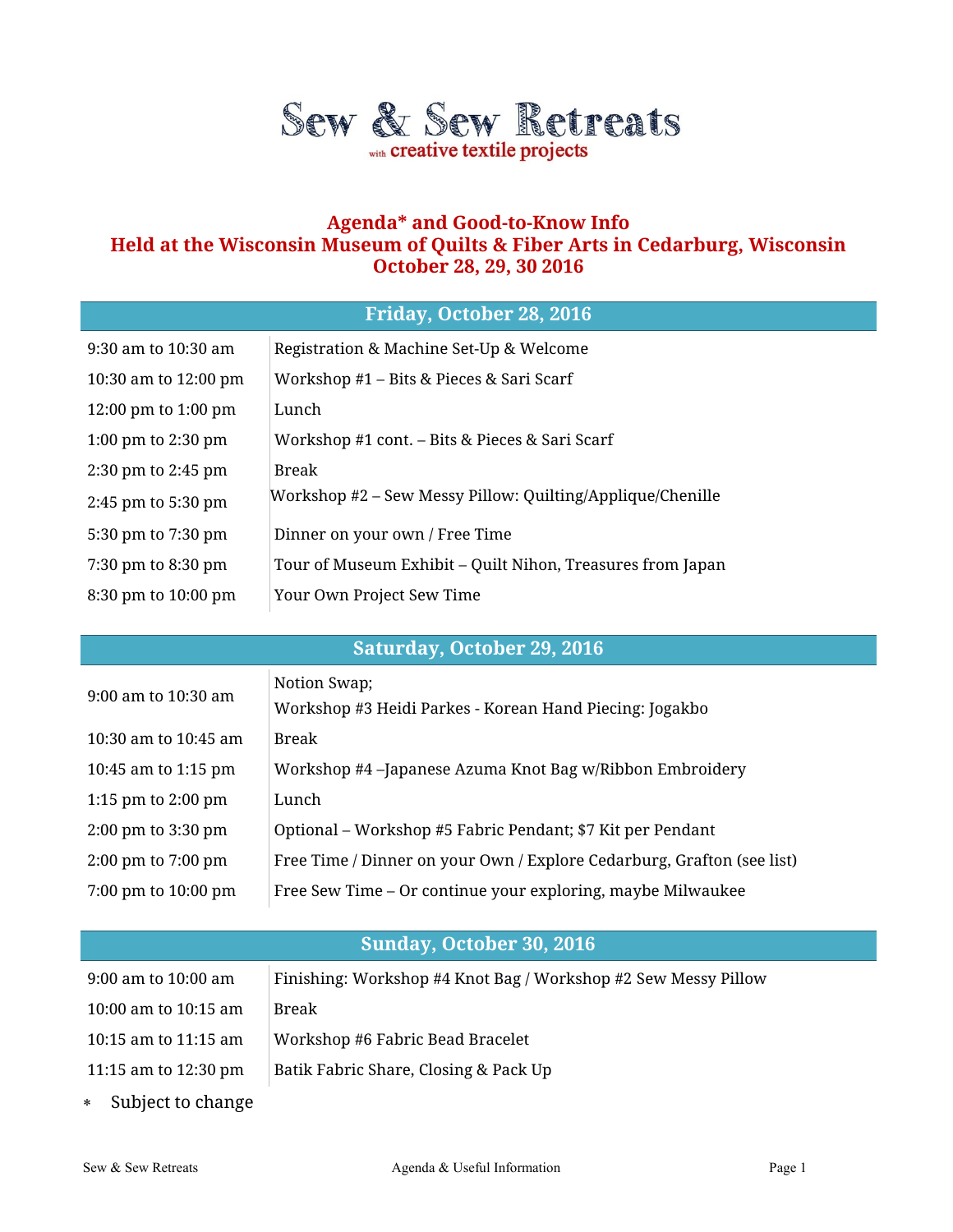# Sew & Sew Retreats

with creative textile projects

## Agenda* and Good-to-Know Info
## Held at the Wisconsin Museum of Quilts & Fiber Arts in Cedarburg, Wisconsin
## October 28, 29, 30 2016

| Friday, October 28, 2016 | |
|---|---|
| 9:30 am to 10:30 am | Registration & Machine Set-Up & Welcome |
| 10:30 am to 12:00 pm | Workshop #1 – Bits & Pieces & Sari Scarf |
| 12:00 pm to 1:00 pm | Lunch |
| 1:00 pm to 2:30 pm | Workshop #1 cont. – Bits & Pieces & Sari Scarf |
| 2:30 pm to 2:45 pm | Break |
| 2:45 pm to 5:30 pm | Workshop #2 – Sew Messy Pillow: Quilting/Applique/Chenille |
| 5:30 pm to 7:30 pm | Dinner on your own / Free Time |
| 7:30 pm to 8:30 pm | Tour of Museum Exhibit – Quilt Nihon, Treasures from Japan |
| 8:30 pm to 10:00 pm | Your Own Project Sew Time |

| Saturday, October 29, 2016 | |
|---|---|
| 9:00 am to 10:30 am | Notion Swap;<br>Workshop #3 Heidi Parkes - Korean Hand Piecing: Jogakbo |
| 10:30 am to 10:45 am | Break |
| 10:45 am to 1:15 pm | Workshop #4 –Japanese Azuma Knot Bag w/Ribbon Embroidery |
| 1:15 pm to 2:00 pm | Lunch |
| 2:00 pm to 3:30 pm | Optional – Workshop #5 Fabric Pendant; $7 Kit per Pendant |
| 2:00 pm to 7:00 pm | Free Time / Dinner on your Own / Explore Cedarburg, Grafton (see list) |
| 7:00 pm to 10:00 pm | Free Sew Time – Or continue your exploring, maybe Milwaukee |

| Sunday, October 30, 2016 | |
|---|---|
| 9:00 am to 10:00 am | Finishing: Workshop #4 Knot Bag / Workshop #2 Sew Messy Pillow |
| 10:00 am to 10:15 am | Break |
| 10:15 am to 11:15 am | Workshop #6 Fabric Bead Bracelet |
| 11:15 am to 12:30 pm | Batik Fabric Share, Closing & Pack Up |

* Subject to change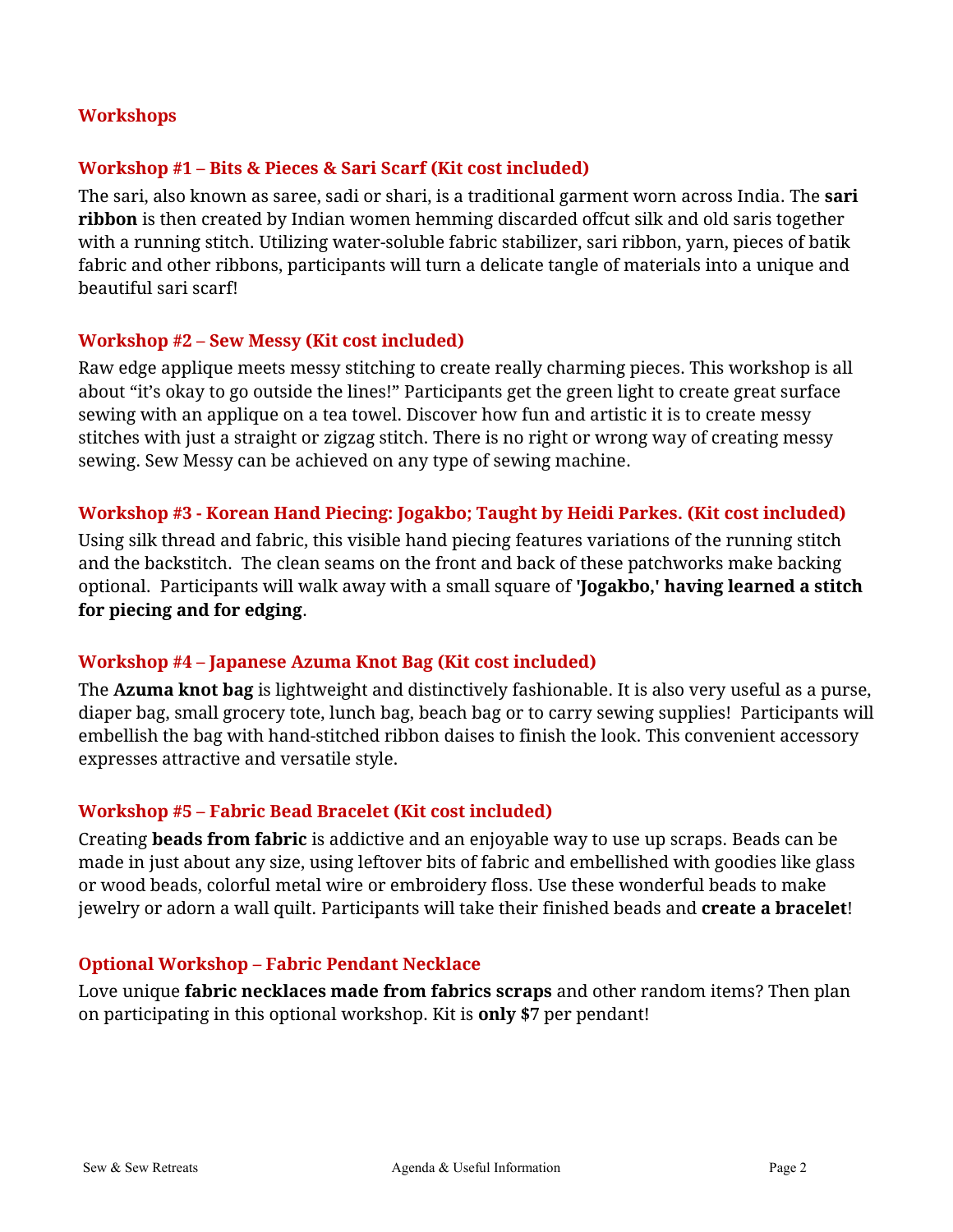## Workshops

### Workshop #1 – Bits & Pieces & Sari Scarf (Kit cost included)

The sari, also known as saree, sadi or shari, is a traditional garment worn across India. The **sari ribbon** is then created by Indian women hemming discarded offcut silk and old saris together with a running stitch. Utilizing water-soluble fabric stabilizer, sari ribbon, yarn, pieces of batik fabric and other ribbons, participants will turn a delicate tangle of materials into a unique and beautiful sari scarf!

### Workshop #2 – Sew Messy (Kit cost included)

Raw edge applique meets messy stitching to create really charming pieces. This workshop is all about "it's okay to go outside the lines!" Participants get the green light to create great surface sewing with an applique on a tea towel. Discover how fun and artistic it is to create messy stitches with just a straight or zigzag stitch. There is no right or wrong way of creating messy sewing. Sew Messy can be achieved on any type of sewing machine.

### Workshop #3 - Korean Hand Piecing: Jogakbo; Taught by Heidi Parkes. (Kit cost included)

Using silk thread and fabric, this visible hand piecing features variations of the running stitch and the backstitch. The clean seams on the front and back of these patchworks make backing optional. Participants will walk away with a small square of **'Jogakbo,' having learned a stitch for piecing and for edging**.

### Workshop #4 – Japanese Azuma Knot Bag (Kit cost included)

The **Azuma knot bag** is lightweight and distinctively fashionable. It is also very useful as a purse, diaper bag, small grocery tote, lunch bag, beach bag or to carry sewing supplies! Participants will embellish the bag with hand-stitched ribbon daises to finish the look. This convenient accessory expresses attractive and versatile style.

### Workshop #5 – Fabric Bead Bracelet (Kit cost included)

Creating **beads from fabric** is addictive and an enjoyable way to use up scraps. Beads can be made in just about any size, using leftover bits of fabric and embellished with goodies like glass or wood beads, colorful metal wire or embroidery floss. Use these wonderful beads to make jewelry or adorn a wall quilt. Participants will take their finished beads and **create a bracelet**!

### Optional Workshop – Fabric Pendant Necklace

Love unique **fabric necklaces made from fabrics scraps** and other random items? Then plan on participating in this optional workshop. Kit is **only $7** per pendant!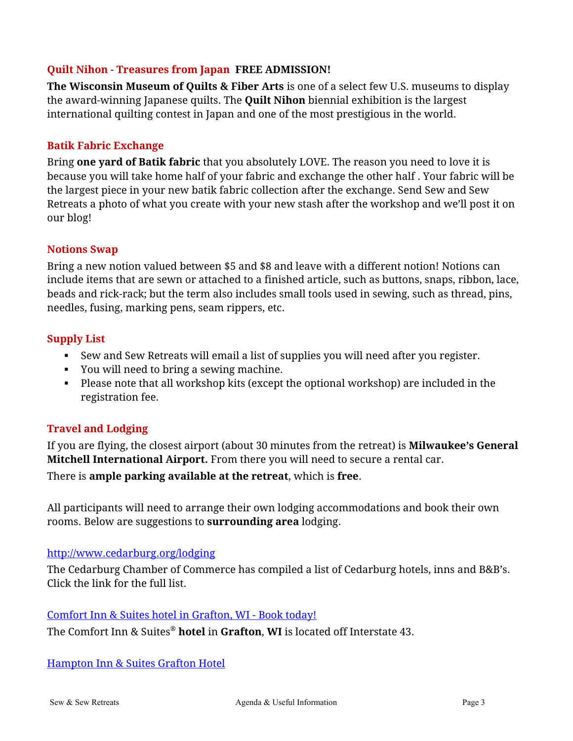### Quilt Nihon - Treasures from Japan **FREE ADMISSION!**

**The Wisconsin Museum of Quilts & Fiber Arts** is one of a select few U.S. museums to display the award-winning Japanese quilts. The **Quilt Nihon** biennial exhibition is the largest international quilting contest in Japan and one of the most prestigious in the world.

### Batik Fabric Exchange

Bring **one yard of Batik fabric** that you absolutely LOVE. The reason you need to love it is because you will take home half of your fabric and exchange the other half . Your fabric will be the largest piece in your new batik fabric collection after the exchange. Send Sew and Sew Retreats a photo of what you create with your new stash after the workshop and we'll post it on our blog!

### Notions Swap

Bring a new notion valued between $5 and $8 and leave with a different notion! Notions can include items that are sewn or attached to a finished article, such as buttons, snaps, ribbon, lace, beads and rick-rack; but the term also includes small tools used in sewing, such as thread, pins, needles, fusing, marking pens, seam rippers, etc.

### Supply List

- Sew and Sew Retreats will email a list of supplies you will need after you register.
- You will need to bring a sewing machine.
- Please note that all workshop kits (except the optional workshop) are included in the registration fee.

### Travel and Lodging

If you are flying, the closest airport (about 30 minutes from the retreat) is **Milwaukee's General Mitchell International Airport.** From there you will need to secure a rental car.

There is **ample parking available at the retreat**, which is **free**.

All participants will need to arrange their own lodging accommodations and book their own rooms. Below are suggestions to **surrounding area** lodging.

[http://www.cedarburg.org/lodging](http://www.cedarburg.org/lodging)

The Cedarburg Chamber of Commerce has compiled a list of Cedarburg hotels, inns and B&B's. Click the link for the full list.

[Comfort Inn & Suites hotel in Grafton, WI - Book today!]()

The Comfort Inn & Suites® **hotel** in **Grafton**, **WI** is located off Interstate 43.

[Hampton Inn & Suites Grafton Hotel]()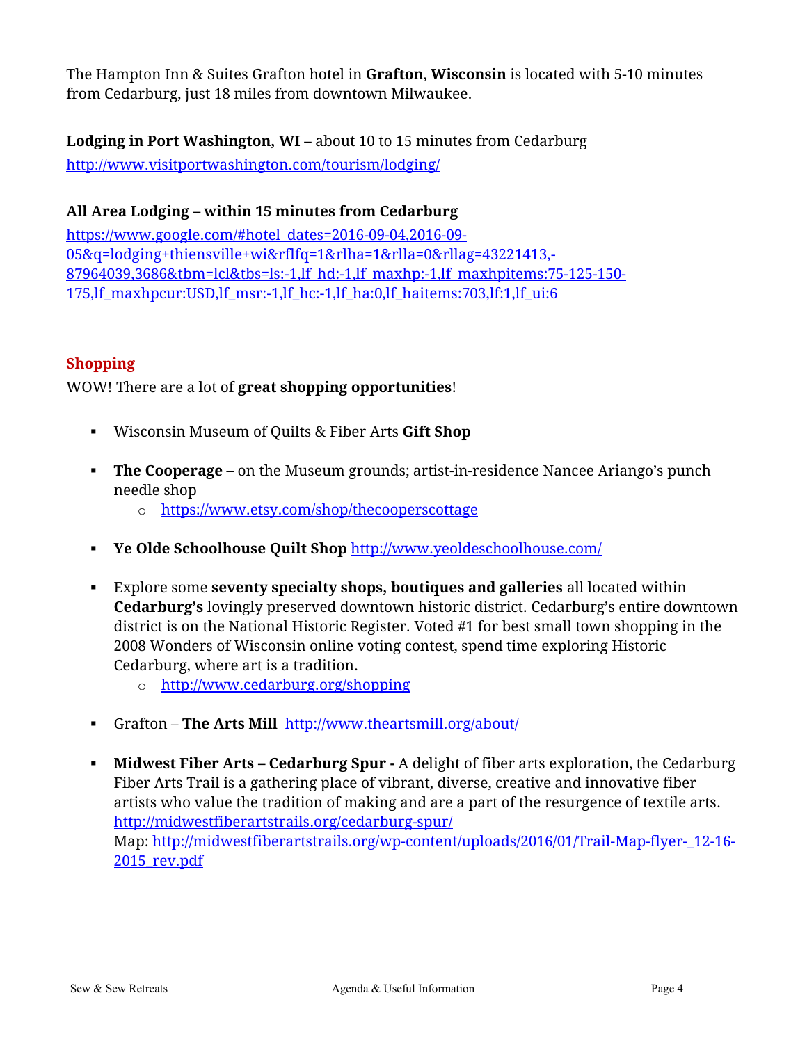The Hampton Inn & Suites Grafton hotel in **Grafton**, **Wisconsin** is located with 5-10 minutes from Cedarburg, just 18 miles from downtown Milwaukee.

**Lodging in Port Washington, WI** – about 10 to 15 minutes from Cedarburg
http://www.visitportwashington.com/tourism/lodging/

**All Area Lodging – within 15 minutes from Cedarburg**
https://www.google.com/#hotel_dates=2016-09-04,2016-09-05&q=lodging+thiensville+wi&rflfq=1&rlha=1&rlla=0&rllag=43221413,-87964039,3686&tbm=lcl&tbs=ls:-1,lf_hd:-1,lf_maxhp:-1,lf_maxhpitems:75-125-150-175,lf_maxhpcur:USD,lf_msr:-1,lf_hc:-1,lf_ha:0,lf_haitems:703,lf:1,lf_ui:6

## Shopping

WOW! There are a lot of **great shopping opportunities**!

- Wisconsin Museum of Quilts & Fiber Arts **Gift Shop**
- **The Cooperage** – on the Museum grounds; artist-in-residence Nancee Ariango's punch needle shop
  - https://www.etsy.com/shop/thecooperscottage
- **Ye Olde Schoolhouse Quilt Shop** http://www.yeoldeschoolhouse.com/
- Explore some **seventy specialty shops, boutiques and galleries** all located within **Cedarburg's** lovingly preserved downtown historic district. Cedarburg's entire downtown district is on the National Historic Register. Voted #1 for best small town shopping in the 2008 Wonders of Wisconsin online voting contest, spend time exploring Historic Cedarburg, where art is a tradition.
  - http://www.cedarburg.org/shopping
- Grafton – **The Arts Mill** http://www.theartsmill.org/about/
- **Midwest Fiber Arts – Cedarburg Spur -** A delight of fiber arts exploration, the Cedarburg Fiber Arts Trail is a gathering place of vibrant, diverse, creative and innovative fiber artists who value the tradition of making and are a part of the resurgence of textile arts. http://midwestfiberartstrails.org/cedarburg-spur/
  Map: http://midwestfiberartstrails.org/wp-content/uploads/2016/01/Trail-Map-flyer-_12-16-2015_rev.pdf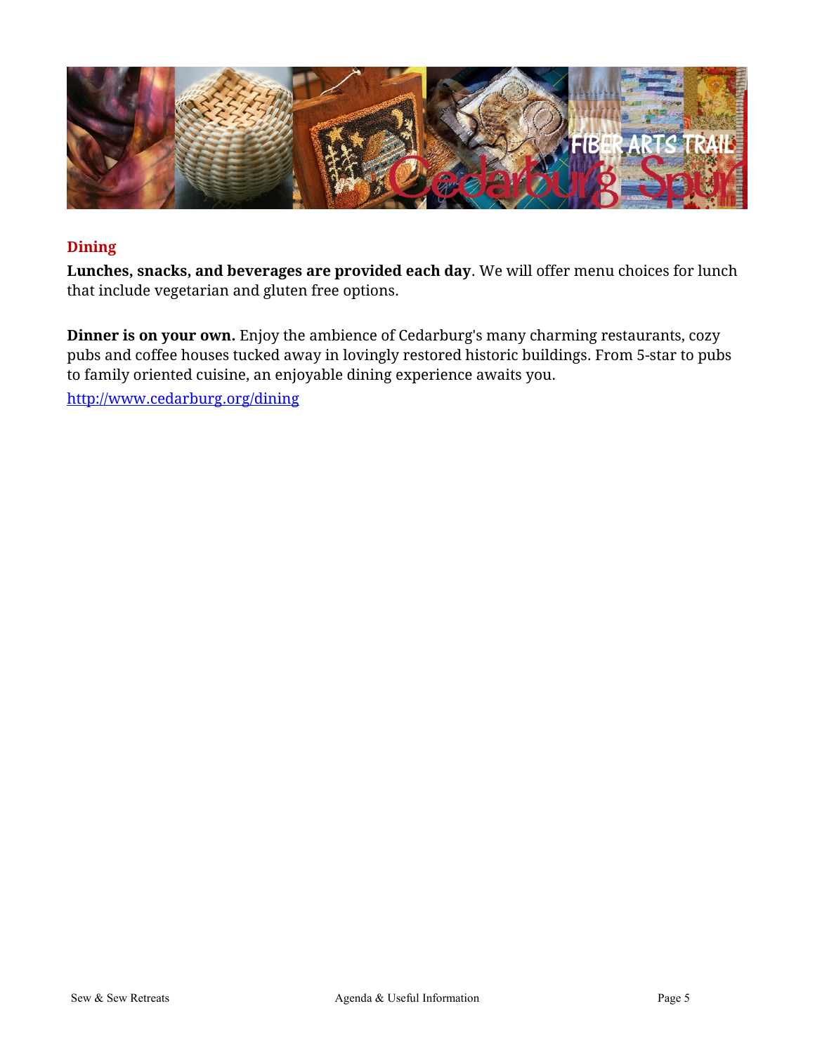## Dining

**Lunches, snacks, and beverages are provided each day**. We will offer menu choices for lunch that include vegetarian and gluten free options.

**Dinner is on your own.** Enjoy the ambience of Cedarburg's many charming restaurants, cozy pubs and coffee houses tucked away in lovingly restored historic buildings. From 5-star to pubs to family oriented cuisine, an enjoyable dining experience awaits you.

http://www.cedarburg.org/dining